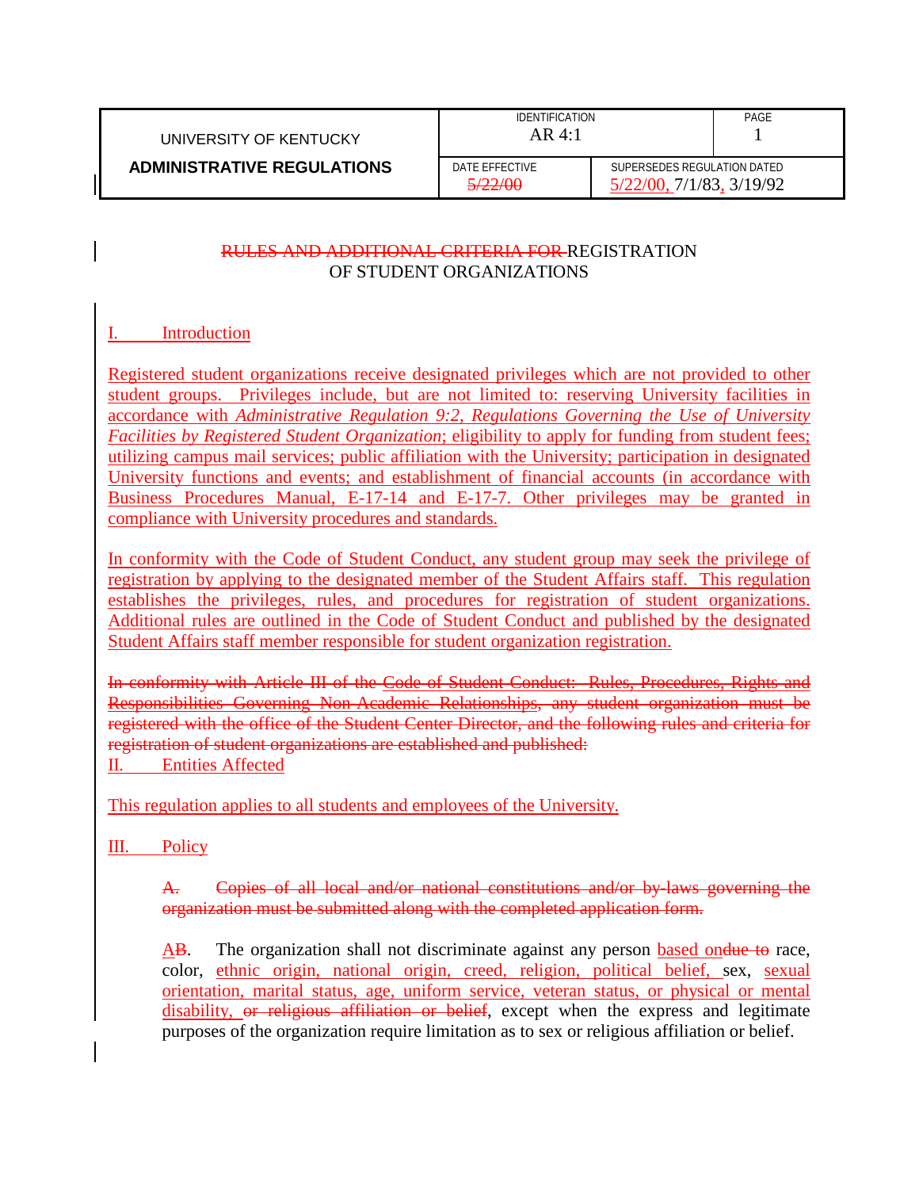| UNIVERSITY OF KENTUCKY | IDENTIFICATION AR 4:1 | | PAGE 1 |
|---|---|---|---|
| **ADMINISTRATIVE REGULATIONS** | DATE EFFECTIVE ~~5/22/00~~ | SUPERSEDES REGULATION DATED 5/22/00, 7/1/83, 3/19/92 | |

~~RULES AND ADDITIONAL CRITERIA FOR~~ REGISTRATION OF STUDENT ORGANIZATIONS

I. Introduction

Registered student organizations receive designated privileges which are not provided to other student groups. Privileges include, but are not limited to: reserving University facilities in accordance with *Administrative Regulation 9:2, Regulations Governing the Use of University Facilities by Registered Student Organization*; eligibility to apply for funding from student fees; utilizing campus mail services; public affiliation with the University; participation in designated University functions and events; and establishment of financial accounts (in accordance with Business Procedures Manual, E-17-14 and E-17-7. Other privileges may be granted in compliance with University procedures and standards.

In conformity with the Code of Student Conduct, any student group may seek the privilege of registration by applying to the designated member of the Student Affairs staff. This regulation establishes the privileges, rules, and procedures for registration of student organizations. Additional rules are outlined in the Code of Student Conduct and published by the designated Student Affairs staff member responsible for student organization registration.

~~In conformity with Article III of the Code of Student Conduct: Rules, Procedures, Rights and Responsibilities Governing Non-Academic Relationships, any student organization must be registered with the office of the Student Center Director, and the following rules and criteria for registration of student organizations are established and published:~~

II. Entities Affected

This regulation applies to all students and employees of the University.

III. Policy

~~A. Copies of all local and/or national constitutions and/or by-laws governing the organization must be submitted along with the completed application form.~~

A~~B~~. The organization shall not discriminate against any person based on~~due to~~ race, color, ethnic origin, national origin, creed, religion, political belief, sex, sexual orientation, marital status, age, uniform service, veteran status, or physical or mental disability, ~~or religious affiliation or belief~~, except when the express and legitimate purposes of the organization require limitation as to sex or religious affiliation or belief.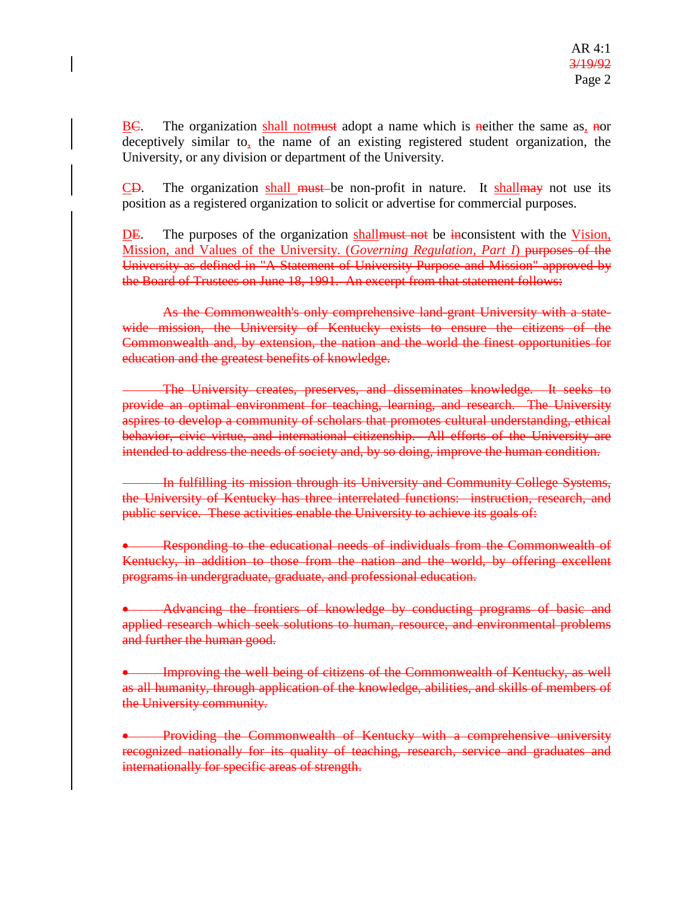<u>B</u>~~C~~. The organization <u>shall not</u>~~must~~ adopt a name which is ~~n~~either the same as<u>,</u> ~~n~~or deceptively similar to<u>,</u> the name of an existing registered student organization, the University, or any division or department of the University.

<u>C</u>~~D~~. The organization <u>shall</u> ~~must~~ be non-profit in nature. It <u>shall</u>~~may~~ not use its position as a registered organization to solicit or advertise for commercial purposes.

<u>D</u>~~E~~. The purposes of the organization <u>shall</u>~~must not~~ be ~~in~~consistent with the <u>Vision, Mission, and Values of the University. (*Governing Regulation, Part I*)</u> ~~purposes of the University as defined in "A Statement of University Purpose and Mission" approved by the Board of Trustees on June 18, 1991. An excerpt from that statement follows:~~

~~As the Commonwealth's only comprehensive land-grant University with a state-wide mission, the University of Kentucky exists to ensure the citizens of the Commonwealth and, by extension, the nation and the world the finest opportunities for education and the greatest benefits of knowledge.~~

~~The University creates, preserves, and disseminates knowledge. It seeks to provide an optimal environment for teaching, learning, and research. The University aspires to develop a community of scholars that promotes cultural understanding, ethical behavior, civic virtue, and international citizenship. All efforts of the University are intended to address the needs of society and, by so doing, improve the human condition.~~

~~In fulfilling its mission through its University and Community College Systems, the University of Kentucky has three interrelated functions: instruction, research, and public service. These activities enable the University to achieve its goals of:~~

- ~~Responding to the educational needs of individuals from the Commonwealth of Kentucky, in addition to those from the nation and the world, by offering excellent programs in undergraduate, graduate, and professional education.~~

- ~~Advancing the frontiers of knowledge by conducting programs of basic and applied research which seek solutions to human, resource, and environmental problems and further the human good.~~

- ~~Improving the well being of citizens of the Commonwealth of Kentucky, as well as all humanity, through application of the knowledge, abilities, and skills of members of the University community.~~

- ~~Providing the Commonwealth of Kentucky with a comprehensive university recognized nationally for its quality of teaching, research, service and graduates and internationally for specific areas of strength.~~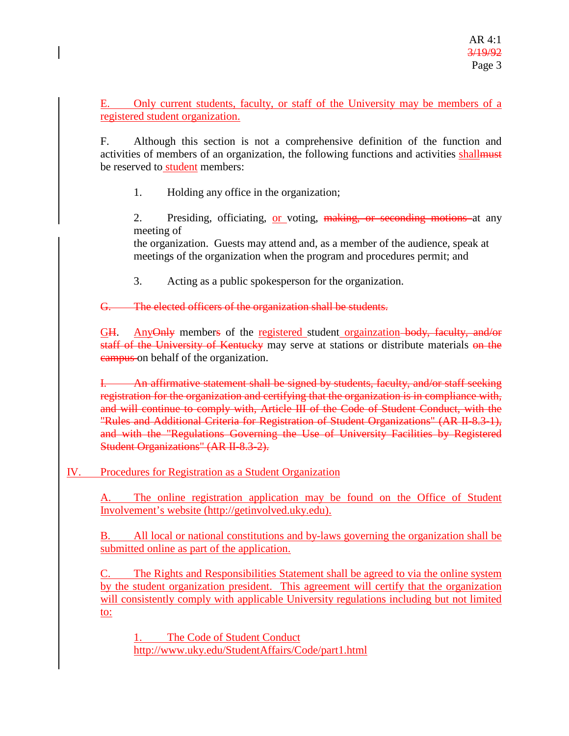E. Only current students, faculty, or staff of the University may be members of a registered student organization.

F. Although this section is not a comprehensive definition of the function and activities of members of an organization, the following functions and activities shallmust be reserved to student members:

1. Holding any office in the organization;

2. Presiding, officiating, or voting, making, or seconding motions at any meeting of the organization. Guests may attend and, as a member of the audience, speak at meetings of the organization when the program and procedures permit; and

3. Acting as a public spokesperson for the organization.

G. The elected officers of the organization shall be students.

GH. AnyOnly members of the registered student orgainzation body, faculty, and/or staff of the University of Kentucky may serve at stations or distribute materials on the campus on behalf of the organization.

I. An affirmative statement shall be signed by students, faculty, and/or staff seeking registration for the organization and certifying that the organization is in compliance with, and will continue to comply with, Article III of the Code of Student Conduct, with the "Rules and Additional Criteria for Registration of Student Organizations" (AR II-8.3-1), and with the "Regulations Governing the Use of University Facilities by Registered Student Organizations" (AR II-8.3-2).

IV. Procedures for Registration as a Student Organization

A. The online registration application may be found on the Office of Student Involvement's website (http://getinvolved.uky.edu).

B. All local or national constitutions and by-laws governing the organization shall be submitted online as part of the application.

C. The Rights and Responsibilities Statement shall be agreed to via the online system by the student organization president. This agreement will certify that the organization will consistently comply with applicable University regulations including but not limited to:

1. The Code of Student Conduct
http://www.uky.edu/StudentAffairs/Code/part1.html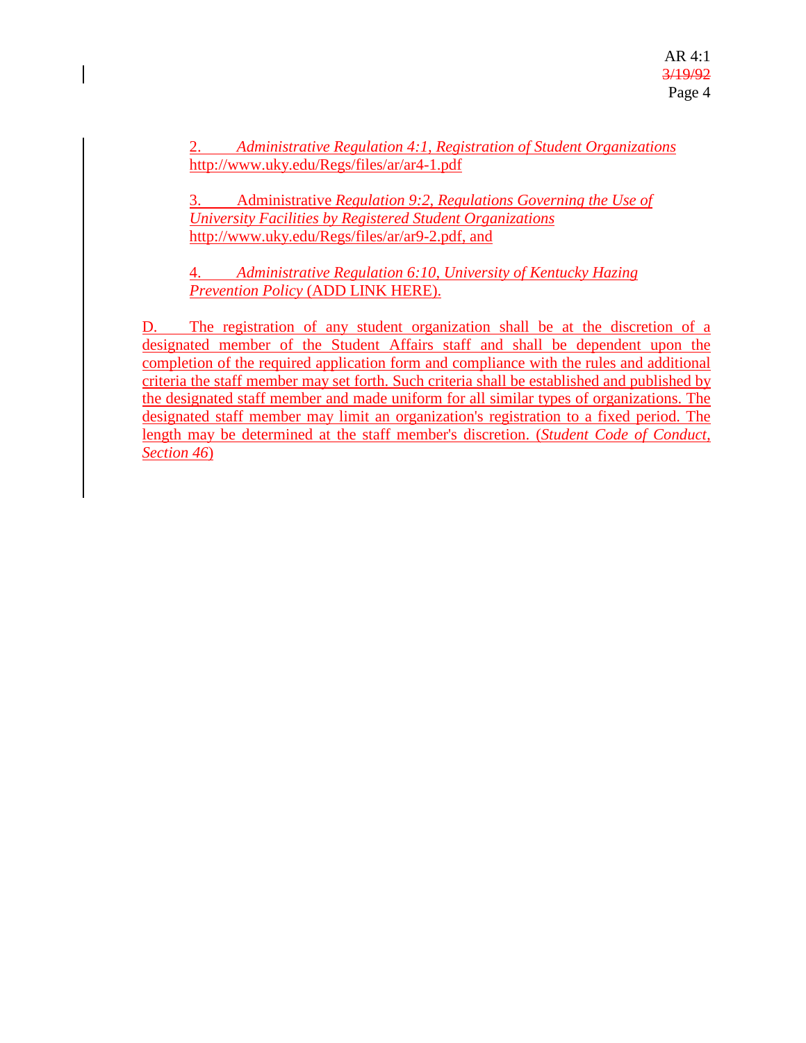2. *Administrative Regulation 4:1, Registration of Student Organizations* http://www.uky.edu/Regs/files/ar/ar4-1.pdf

3. Administrative *Regulation 9:2, Regulations Governing the Use of University Facilities by Registered Student Organizations* http://www.uky.edu/Regs/files/ar/ar9-2.pdf, and

4. *Administrative Regulation 6:10, University of Kentucky Hazing Prevention Policy* (ADD LINK HERE).

D. The registration of any student organization shall be at the discretion of a designated member of the Student Affairs staff and shall be dependent upon the completion of the required application form and compliance with the rules and additional criteria the staff member may set forth. Such criteria shall be established and published by the designated staff member and made uniform for all similar types of organizations. The designated staff member may limit an organization's registration to a fixed period. The length may be determined at the staff member's discretion. (*Student Code of Conduct, Section 46*)